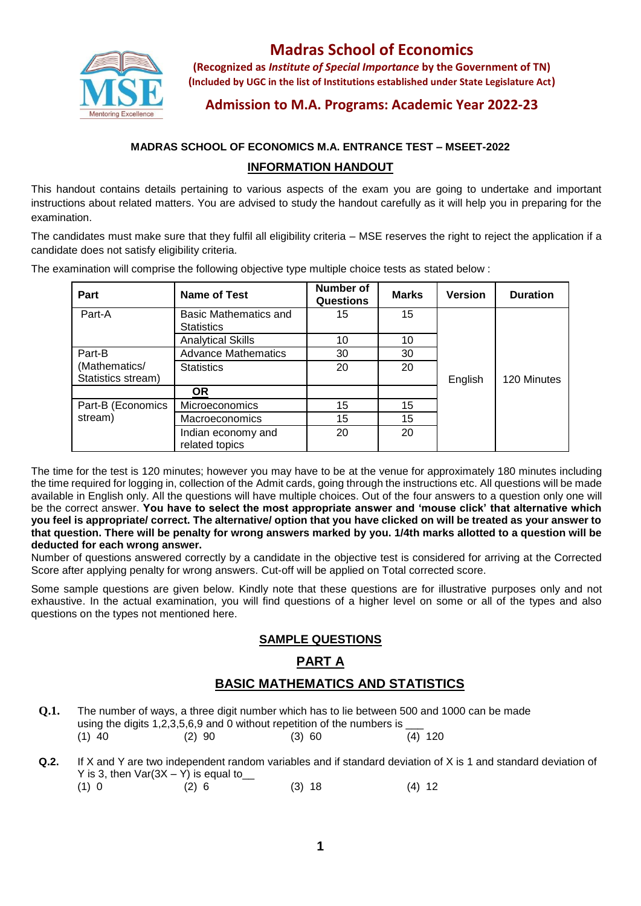# Madras School of Economics

**(Recognized as *Institute of Special Importance* by the Government of TN)**
**(Included by UGC in the list of Institutions established under State Legislature Act)**

## Admission to M.A. Programs: Academic Year 2022-23

**MADRAS SCHOOL OF ECONOMICS M.A. ENTRANCE TEST – MSEET-2022**

## INFORMATION HANDOUT

This handout contains details pertaining to various aspects of the exam you are going to undertake and important instructions about related matters. You are advised to study the handout carefully as it will help you in preparing for the examination.

The candidates must make sure that they fulfil all eligibility criteria – MSE reserves the right to reject the application if a candidate does not satisfy eligibility criteria.

The examination will comprise the following objective type multiple choice tests as stated below :

| Part | Name of Test | Number of Questions | Marks | Version | Duration |
|---|---|---|---|---|---|
| Part-A | Basic Mathematics and Statistics | 15 | 15 | English | 120 Minutes |
| | Analytical Skills | 10 | 10 | | |
| Part-B (Mathematics/ Statistics stream) | Advance Mathematics | 30 | 30 | | |
| | Statistics | 20 | 20 | | |
| | **OR** | | | | |
| Part-B (Economics stream) | Microeconomics | 15 | 15 | | |
| | Macroeconomics | 15 | 15 | | |
| | Indian economy and related topics | 20 | 20 | | |

The time for the test is 120 minutes; however you may have to be at the venue for approximately 180 minutes including the time required for logging in, collection of the Admit cards, going through the instructions etc. All questions will be made available in English only. All the questions will have multiple choices. Out of the four answers to a question only one will be the correct answer. **You have to select the most appropriate answer and 'mouse click' that alternative which you feel is appropriate/ correct. The alternative/ option that you have clicked on will be treated as your answer to that question. There will be penalty for wrong answers marked by you. 1/4th marks allotted to a question will be deducted for each wrong answer.**
Number of questions answered correctly by a candidate in the objective test is considered for arriving at the Corrected Score after applying penalty for wrong answers. Cut-off will be applied on Total corrected score.

Some sample questions are given below. Kindly note that these questions are for illustrative purposes only and not exhaustive. In the actual examination, you will find questions of a higher level on some or all of the types and also questions on the types not mentioned here.

## SAMPLE QUESTIONS

## PART A

## BASIC MATHEMATICS AND STATISTICS

**Q.1.** The number of ways, a three digit number which has to lie between 500 and 1000 can be made using the digits 1,2,3,5,6,9 and 0 without repetition of the numbers is ___
(1) 40 (2) 90 (3) 60 (4) 120

**Q.2.** If X and Y are two independent random variables and if standard deviation of X is 1 and standard deviation of Y is 3, then Var(3X – Y) is equal to__
(1) 0 (2) 6 (3) 18 (4) 12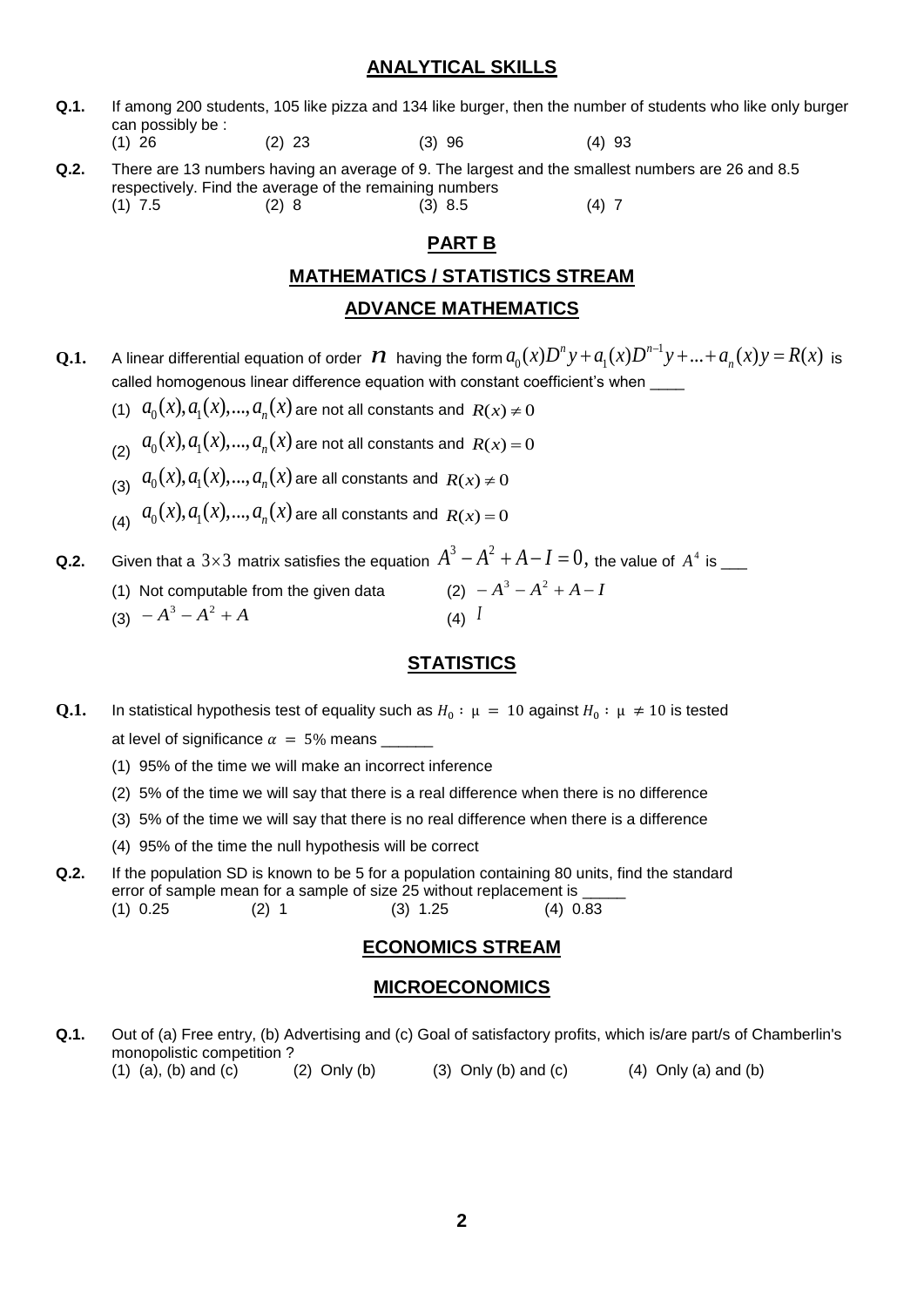## ANALYTICAL SKILLS

**Q.1.** If among 200 students, 105 like pizza and 134 like burger, then the number of students who like only burger can possibly be :

(1) 26 (2) 23 (3) 96 (4) 93

**Q.2.** There are 13 numbers having an average of 9. The largest and the smallest numbers are 26 and 8.5 respectively. Find the average of the remaining numbers

(1) 7.5 (2) 8 (3) 8.5 (4) 7

## PART B

## MATHEMATICS / STATISTICS STREAM

## ADVANCE MATHEMATICS

**Q.1.** A linear differential equation of order $n$ having the form $a_0(x)D^n y + a_1(x)D^{n-1}y + ... + a_n(x)y = R(x)$ is called homogenous linear difference equation with constant coefficient's when ____

(1) $a_0(x), a_1(x), ..., a_n(x)$ are not all constants and $R(x) \neq 0$

(2) $a_0(x), a_1(x), ..., a_n(x)$ are not all constants and $R(x) = 0$

(3) $a_0(x), a_1(x), ..., a_n(x)$ are all constants and $R(x) \neq 0$

(4) $a_0(x), a_1(x), ..., a_n(x)$ are all constants and $R(x) = 0$

**Q.2.** Given that a $3 \times 3$ matrix satisfies the equation $A^3 - A^2 + A - I = 0$, the value of $A^4$ is ___

(1) Not computable from the given data

(2) $-A^3 - A^2 + A - I$

(3) $-A^3 - A^2 + A$

(4) $I$

## STATISTICS

**Q.1.** In statistical hypothesis test of equality such as $H_0 : \mu = 10$ against $H_0 : \mu \neq 10$ is tested at level of significance $\alpha = 5\%$ means ______

(1) 95% of the time we will make an incorrect inference

(2) 5% of the time we will say that there is a real difference when there is no difference

(3) 5% of the time we will say that there is no real difference when there is a difference

(4) 95% of the time the null hypothesis will be correct

**Q.2.** If the population SD is known to be 5 for a population containing 80 units, find the standard error of sample mean for a sample of size 25 without replacement is _____

(1) 0.25 (2) 1 (3) 1.25 (4) 0.83

## ECONOMICS STREAM

## MICROECONOMICS

**Q.1.** Out of (a) Free entry, (b) Advertising and (c) Goal of satisfactory profits, which is/are part/s of Chamberlin's monopolistic competition ?

(1) (a), (b) and (c) (2) Only (b) (3) Only (b) and (c) (4) Only (a) and (b)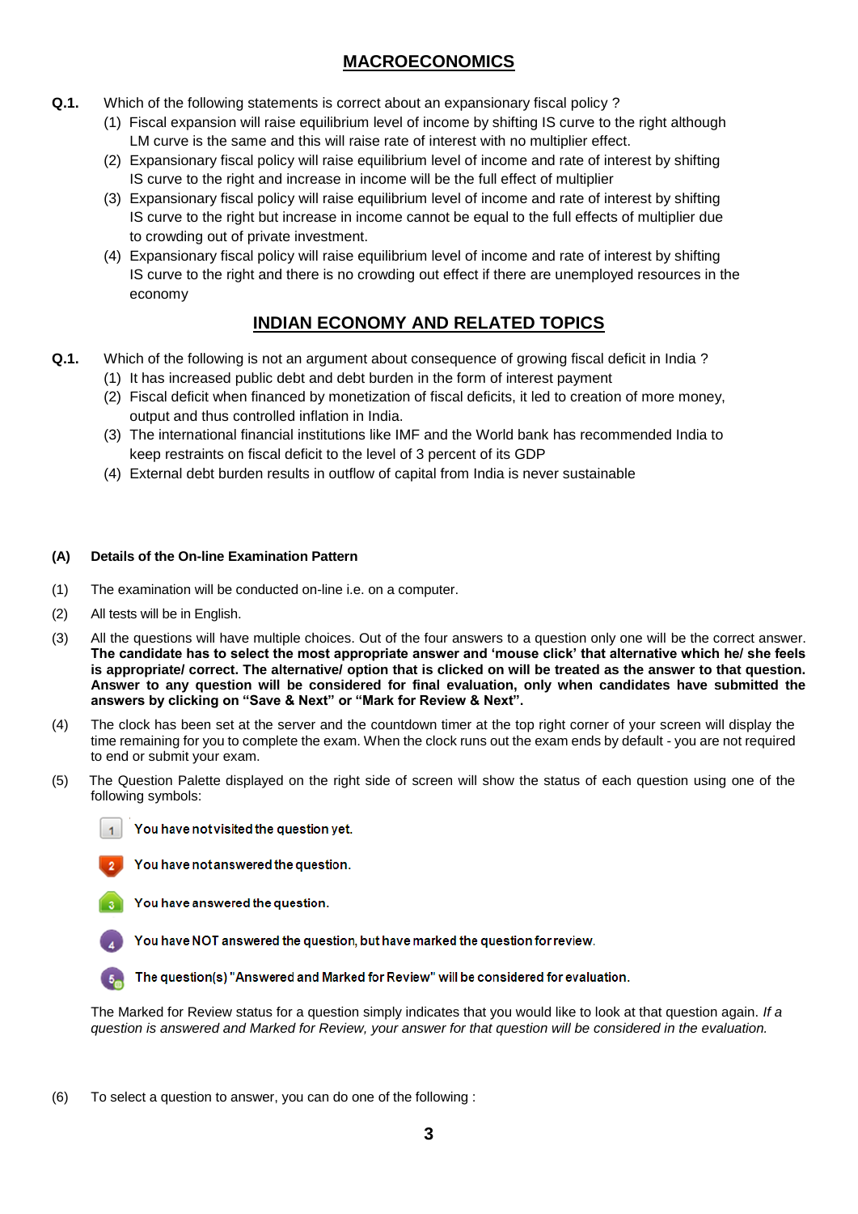## MACROECONOMICS

**Q.1.** Which of the following statements is correct about an expansionary fiscal policy ?

(1) Fiscal expansion will raise equilibrium level of income by shifting IS curve to the right although LM curve is the same and this will raise rate of interest with no multiplier effect.

(2) Expansionary fiscal policy will raise equilibrium level of income and rate of interest by shifting IS curve to the right and increase in income will be the full effect of multiplier

(3) Expansionary fiscal policy will raise equilibrium level of income and rate of interest by shifting IS curve to the right but increase in income cannot be equal to the full effects of multiplier due to crowding out of private investment.

(4) Expansionary fiscal policy will raise equilibrium level of income and rate of interest by shifting IS curve to the right and there is no crowding out effect if there are unemployed resources in the economy

## INDIAN ECONOMY AND RELATED TOPICS

**Q.1.** Which of the following is not an argument about consequence of growing fiscal deficit in India ?

(1) It has increased public debt and debt burden in the form of interest payment

(2) Fiscal deficit when financed by monetization of fiscal deficits, it led to creation of more money, output and thus controlled inflation in India.

(3) The international financial institutions like IMF and the World bank has recommended India to keep restraints on fiscal deficit to the level of 3 percent of its GDP

(4) External debt burden results in outflow of capital from India is never sustainable

**(A) Details of the On-line Examination Pattern**

(1) The examination will be conducted on-line i.e. on a computer.

(2) All tests will be in English.

(3) All the questions will have multiple choices. Out of the four answers to a question only one will be the correct answer. **The candidate has to select the most appropriate answer and 'mouse click' that alternative which he/ she feels is appropriate/ correct. The alternative/ option that is clicked on will be treated as the answer to that question. Answer to any question will be considered for final evaluation, only when candidates have submitted the answers by clicking on "Save & Next" or "Mark for Review & Next".**

(4) The clock has been set at the server and the countdown timer at the top right corner of your screen will display the time remaining for you to complete the exam. When the clock runs out the exam ends by default - you are not required to end or submit your exam.

(5) The Question Palette displayed on the right side of screen will show the status of each question using one of the following symbols:

- 1 — You have not visited the question yet.
- 2 — You have not answered the question.
- 3 — You have answered the question.
- 4 — You have NOT answered the question, but have marked the question for review.
- 5 — The question(s) "Answered and Marked for Review" will be considered for evaluation.

The Marked for Review status for a question simply indicates that you would like to look at that question again. *If a question is answered and Marked for Review, your answer for that question will be considered in the evaluation.*

(6) To select a question to answer, you can do one of the following :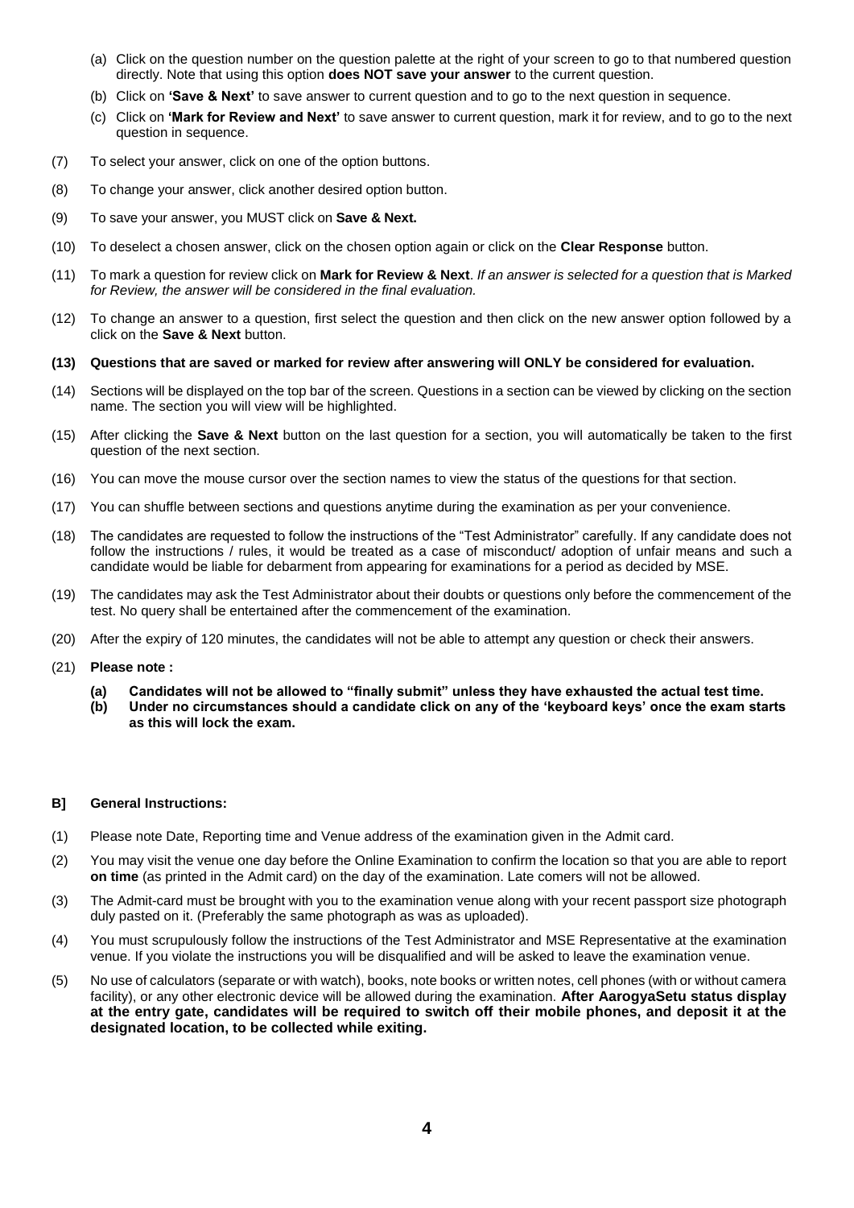(a) Click on the question number on the question palette at the right of your screen to go to that numbered question directly. Note that using this option **does NOT save your answer** to the current question.

(b) Click on **'Save & Next'** to save answer to current question and to go to the next question in sequence.

(c) Click on **'Mark for Review and Next'** to save answer to current question, mark it for review, and to go to the next question in sequence.

(7) To select your answer, click on one of the option buttons.

(8) To change your answer, click another desired option button.

(9) To save your answer, you MUST click on **Save & Next.**

(10) To deselect a chosen answer, click on the chosen option again or click on the **Clear Response** button.

(11) To mark a question for review click on **Mark for Review & Next**. *If an answer is selected for a question that is Marked for Review, the answer will be considered in the final evaluation.*

(12) To change an answer to a question, first select the question and then click on the new answer option followed by a click on the **Save & Next** button.

**(13) Questions that are saved or marked for review after answering will ONLY be considered for evaluation.**

(14) Sections will be displayed on the top bar of the screen. Questions in a section can be viewed by clicking on the section name. The section you will view will be highlighted.

(15) After clicking the **Save & Next** button on the last question for a section, you will automatically be taken to the first question of the next section.

(16) You can move the mouse cursor over the section names to view the status of the questions for that section.

(17) You can shuffle between sections and questions anytime during the examination as per your convenience.

(18) The candidates are requested to follow the instructions of the "Test Administrator" carefully. If any candidate does not follow the instructions / rules, it would be treated as a case of misconduct/ adoption of unfair means and such a candidate would be liable for debarment from appearing for examinations for a period as decided by MSE.

(19) The candidates may ask the Test Administrator about their doubts or questions only before the commencement of the test. No query shall be entertained after the commencement of the examination.

(20) After the expiry of 120 minutes, the candidates will not be able to attempt any question or check their answers.

(21) **Please note :**

**(a) Candidates will not be allowed to "finally submit" unless they have exhausted the actual test time.**

**(b) Under no circumstances should a candidate click on any of the 'keyboard keys' once the exam starts as this will lock the exam.**

**B] General Instructions:**

(1) Please note Date, Reporting time and Venue address of the examination given in the Admit card.

(2) You may visit the venue one day before the Online Examination to confirm the location so that you are able to report **on time** (as printed in the Admit card) on the day of the examination. Late comers will not be allowed.

(3) The Admit-card must be brought with you to the examination venue along with your recent passport size photograph duly pasted on it. (Preferably the same photograph as was as uploaded).

(4) You must scrupulously follow the instructions of the Test Administrator and MSE Representative at the examination venue. If you violate the instructions you will be disqualified and will be asked to leave the examination venue.

(5) No use of calculators (separate or with watch), books, note books or written notes, cell phones (with or without camera facility), or any other electronic device will be allowed during the examination. **After AarogyaSetu status display at the entry gate, candidates will be required to switch off their mobile phones, and deposit it at the designated location, to be collected while exiting.**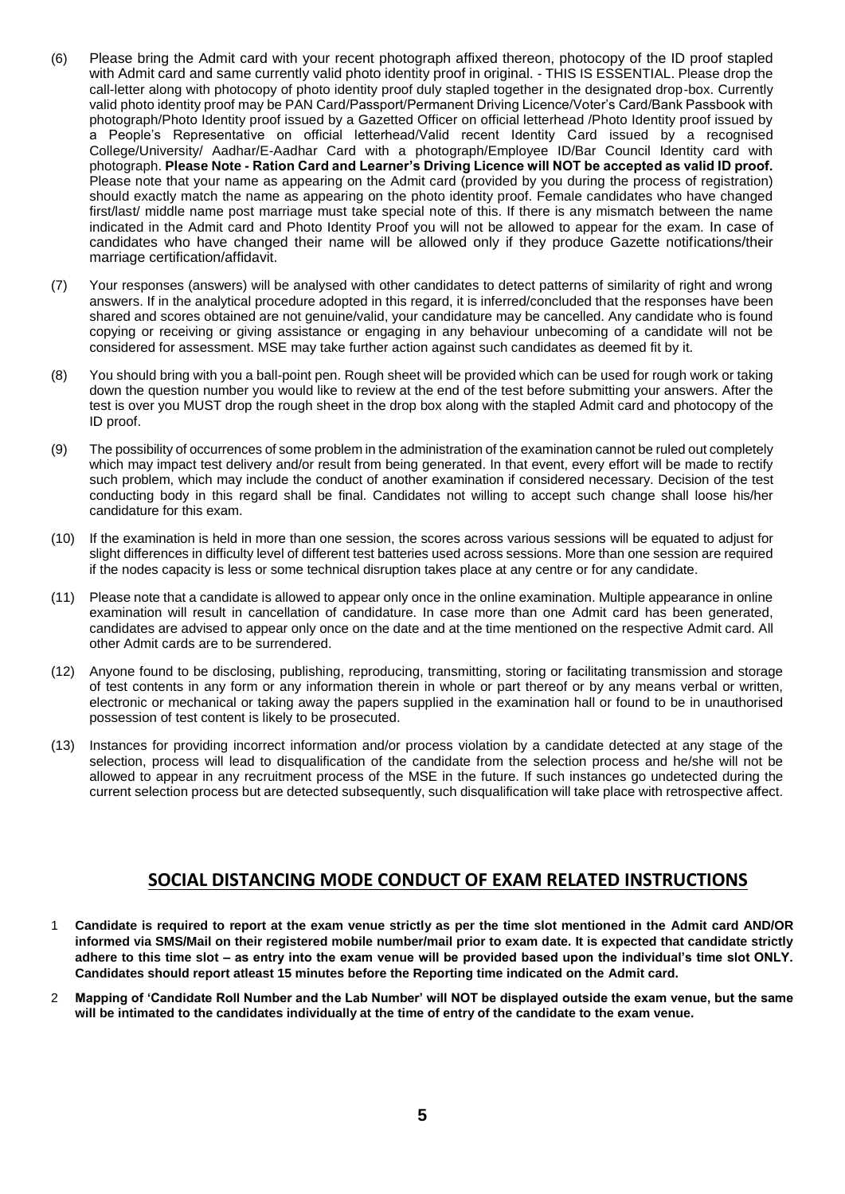(6) Please bring the Admit card with your recent photograph affixed thereon, photocopy of the ID proof stapled with Admit card and same currently valid photo identity proof in original. - THIS IS ESSENTIAL. Please drop the call-letter along with photocopy of photo identity proof duly stapled together in the designated drop-box. Currently valid photo identity proof may be PAN Card/Passport/Permanent Driving Licence/Voter's Card/Bank Passbook with photograph/Photo Identity proof issued by a Gazetted Officer on official letterhead /Photo Identity proof issued by a People's Representative on official letterhead/Valid recent Identity Card issued by a recognised College/University/ Aadhar/E-Aadhar Card with a photograph/Employee ID/Bar Council Identity card with photograph. **Please Note - Ration Card and Learner's Driving Licence will NOT be accepted as valid ID proof.** Please note that your name as appearing on the Admit card (provided by you during the process of registration) should exactly match the name as appearing on the photo identity proof. Female candidates who have changed first/last/ middle name post marriage must take special note of this. If there is any mismatch between the name indicated in the Admit card and Photo Identity Proof you will not be allowed to appear for the exam. In case of candidates who have changed their name will be allowed only if they produce Gazette notifications/their marriage certification/affidavit.

(7) Your responses (answers) will be analysed with other candidates to detect patterns of similarity of right and wrong answers. If in the analytical procedure adopted in this regard, it is inferred/concluded that the responses have been shared and scores obtained are not genuine/valid, your candidature may be cancelled. Any candidate who is found copying or receiving or giving assistance or engaging in any behaviour unbecoming of a candidate will not be considered for assessment. MSE may take further action against such candidates as deemed fit by it.

(8) You should bring with you a ball-point pen. Rough sheet will be provided which can be used for rough work or taking down the question number you would like to review at the end of the test before submitting your answers. After the test is over you MUST drop the rough sheet in the drop box along with the stapled Admit card and photocopy of the ID proof.

(9) The possibility of occurrences of some problem in the administration of the examination cannot be ruled out completely which may impact test delivery and/or result from being generated. In that event, every effort will be made to rectify such problem, which may include the conduct of another examination if considered necessary. Decision of the test conducting body in this regard shall be final. Candidates not willing to accept such change shall loose his/her candidature for this exam.

(10) If the examination is held in more than one session, the scores across various sessions will be equated to adjust for slight differences in difficulty level of different test batteries used across sessions. More than one session are required if the nodes capacity is less or some technical disruption takes place at any centre or for any candidate.

(11) Please note that a candidate is allowed to appear only once in the online examination. Multiple appearance in online examination will result in cancellation of candidature. In case more than one Admit card has been generated, candidates are advised to appear only once on the date and at the time mentioned on the respective Admit card. All other Admit cards are to be surrendered.

(12) Anyone found to be disclosing, publishing, reproducing, transmitting, storing or facilitating transmission and storage of test contents in any form or any information therein in whole or part thereof or by any means verbal or written, electronic or mechanical or taking away the papers supplied in the examination hall or found to be in unauthorised possession of test content is likely to be prosecuted.

(13) Instances for providing incorrect information and/or process violation by a candidate detected at any stage of the selection, process will lead to disqualification of the candidate from the selection process and he/she will not be allowed to appear in any recruitment process of the MSE in the future. If such instances go undetected during the current selection process but are detected subsequently, such disqualification will take place with retrospective affect.

## SOCIAL DISTANCING MODE CONDUCT OF EXAM RELATED INSTRUCTIONS

1 **Candidate is required to report at the exam venue strictly as per the time slot mentioned in the Admit card AND/OR informed via SMS/Mail on their registered mobile number/mail prior to exam date. It is expected that candidate strictly adhere to this time slot – as entry into the exam venue will be provided based upon the individual's time slot ONLY. Candidates should report atleast 15 minutes before the Reporting time indicated on the Admit card.**

2 **Mapping of 'Candidate Roll Number and the Lab Number' will NOT be displayed outside the exam venue, but the same will be intimated to the candidates individually at the time of entry of the candidate to the exam venue.**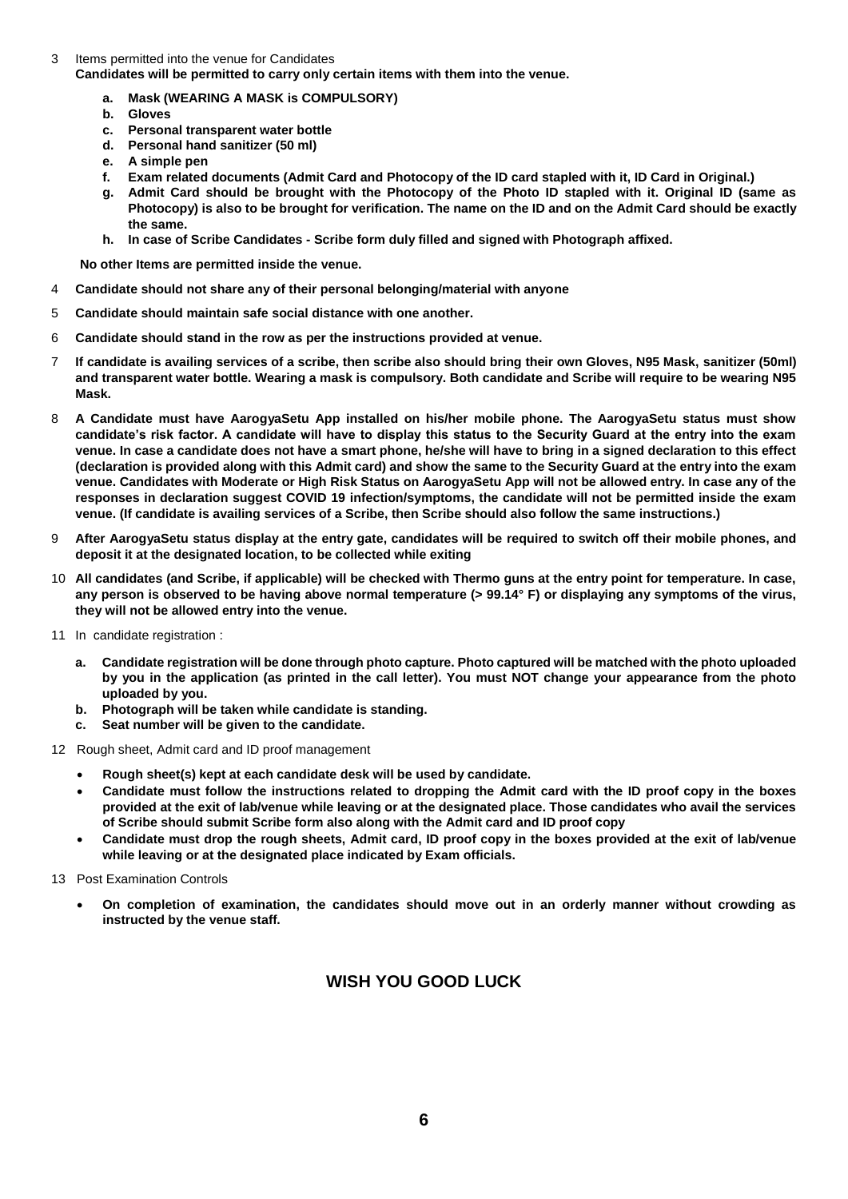3 Items permitted into the venue for Candidates

**Candidates will be permitted to carry only certain items with them into the venue.**

  - **a. Mask (WEARING A MASK is COMPULSORY)**
  - **b. Gloves**
  - **c. Personal transparent water bottle**
  - **d. Personal hand sanitizer (50 ml)**
  - **e. A simple pen**
  - **f. Exam related documents (Admit Card and Photocopy of the ID card stapled with it, ID Card in Original.)**
  - **g. Admit Card should be brought with the Photocopy of the Photo ID stapled with it. Original ID (same as Photocopy) is also to be brought for verification. The name on the ID and on the Admit Card should be exactly the same.**
  - **h. In case of Scribe Candidates - Scribe form duly filled and signed with Photograph affixed.**

**No other Items are permitted inside the venue.**

4 **Candidate should not share any of their personal belonging/material with anyone**

5 **Candidate should maintain safe social distance with one another.**

6 **Candidate should stand in the row as per the instructions provided at venue.**

7 **If candidate is availing services of a scribe, then scribe also should bring their own Gloves, N95 Mask, sanitizer (50ml) and transparent water bottle. Wearing a mask is compulsory. Both candidate and Scribe will require to be wearing N95 Mask.**

8 **A Candidate must have AarogyaSetu App installed on his/her mobile phone. The AarogyaSetu status must show candidate's risk factor. A candidate will have to display this status to the Security Guard at the entry into the exam venue. In case a candidate does not have a smart phone, he/she will have to bring in a signed declaration to this effect (declaration is provided along with this Admit card) and show the same to the Security Guard at the entry into the exam venue. Candidates with Moderate or High Risk Status on AarogyaSetu App will not be allowed entry. In case any of the responses in declaration suggest COVID 19 infection/symptoms, the candidate will not be permitted inside the exam venue. (If candidate is availing services of a Scribe, then Scribe should also follow the same instructions.)**

9 **After AarogyaSetu status display at the entry gate, candidates will be required to switch off their mobile phones, and deposit it at the designated location, to be collected while exiting**

10 **All candidates (and Scribe, if applicable) will be checked with Thermo guns at the entry point for temperature. In case, any person is observed to be having above normal temperature (> 99.14° F) or displaying any symptoms of the virus, they will not be allowed entry into the venue.**

11 In candidate registration :

  - **a. Candidate registration will be done through photo capture. Photo captured will be matched with the photo uploaded by you in the application (as printed in the call letter). You must NOT change your appearance from the photo uploaded by you.**
  - **b. Photograph will be taken while candidate is standing.**
  - **c. Seat number will be given to the candidate.**

12 Rough sheet, Admit card and ID proof management

  - **Rough sheet(s) kept at each candidate desk will be used by candidate.**
  - **Candidate must follow the instructions related to dropping the Admit card with the ID proof copy in the boxes provided at the exit of lab/venue while leaving or at the designated place. Those candidates who avail the services of Scribe should submit Scribe form also along with the Admit card and ID proof copy**
  - **Candidate must drop the rough sheets, Admit card, ID proof copy in the boxes provided at the exit of lab/venue while leaving or at the designated place indicated by Exam officials.**

13 Post Examination Controls

  - **On completion of examination, the candidates should move out in an orderly manner without crowding as instructed by the venue staff.**

## WISH YOU GOOD LUCK